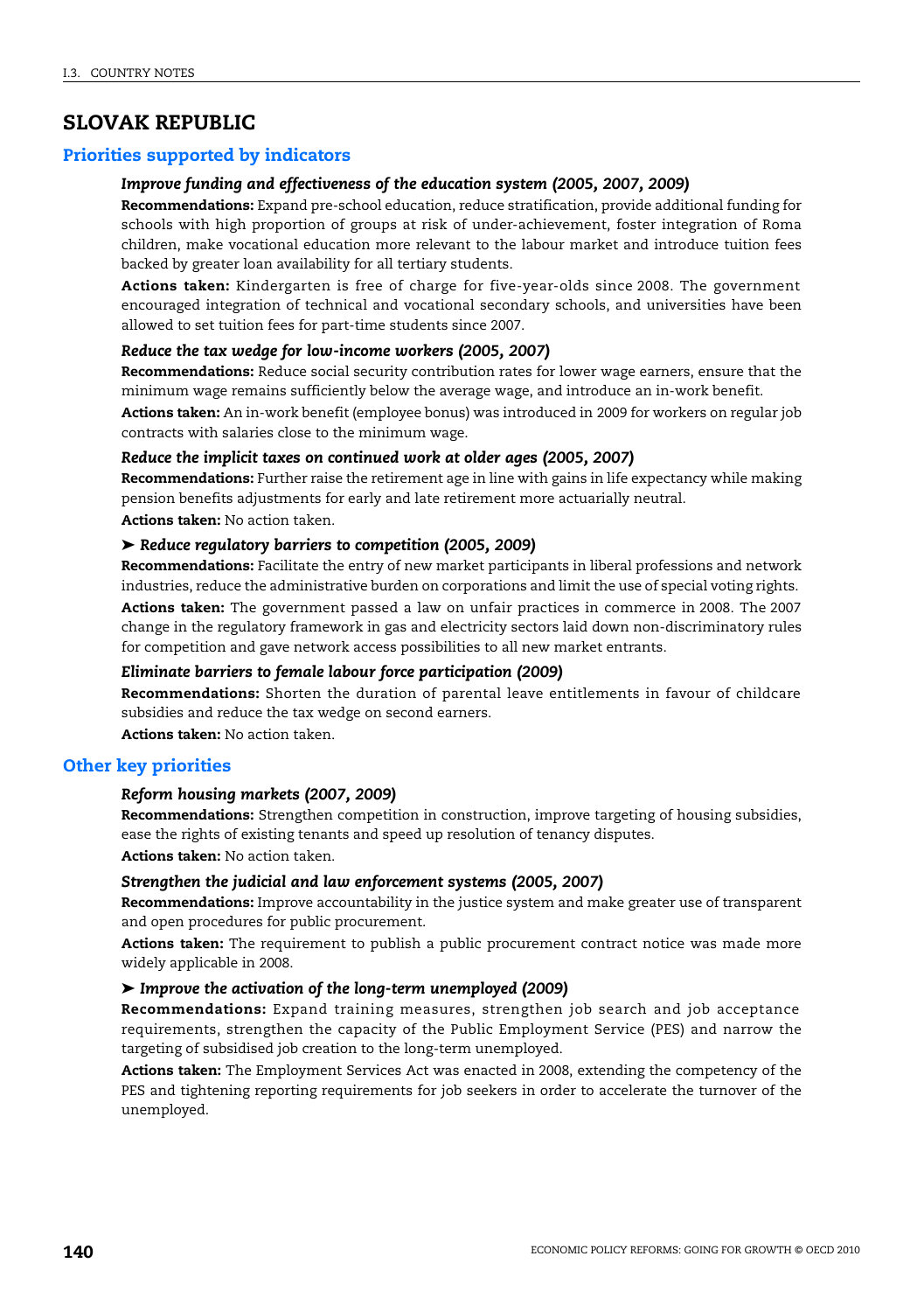# SLOVAK REPUBLIC

## Priorities supported by indicators

### *Improve funding and effectiveness of the education system (2005, 2007, 2009)*

**Recommendations:** Expand pre-school education, reduce stratification, provide additional funding for schools with high proportion of groups at risk of under-achievement, foster integration of Roma children, make vocational education more relevant to the labour market and introduce tuition fees backed by greater loan availability for all tertiary students.

**Actions taken:** Kindergarten is free of charge for five-year-olds since 2008. The government encouraged integration of technical and vocational secondary schools, and universities have been allowed to set tuition fees for part-time students since 2007.

### *Reduce the tax wedge for low-income workers (2005, 2007)*

**Recommendations:** Reduce social security contribution rates for lower wage earners, ensure that the minimum wage remains sufficiently below the average wage, and introduce an in-work benefit.

**Actions taken:** An in-work benefit (employee bonus) was introduced in 2009 for workers on regular job contracts with salaries close to the minimum wage.

### *Reduce the implicit taxes on continued work at older ages (2005, 2007)*

**Recommendations:** Further raise the retirement age in line with gains in life expectancy while making pension benefits adjustments for early and late retirement more actuarially neutral.

**Actions taken:** No action taken.

### ➤ *Reduce regulatory barriers to competition (2005, 2009)*

**Recommendations:** Facilitate the entry of new market participants in liberal professions and network industries, reduce the administrative burden on corporations and limit the use of special voting rights.

**Actions taken:** The government passed a law on unfair practices in commerce in 2008. The 2007 change in the regulatory framework in gas and electricity sectors laid down non-discriminatory rules for competition and gave network access possibilities to all new market entrants.

### *Eliminate barriers to female labour force participation (2009)*

**Recommendations:** Shorten the duration of parental leave entitlements in favour of childcare subsidies and reduce the tax wedge on second earners.

**Actions taken:** No action taken.

## Other key priorities

### *Reform housing markets (2007, 2009)*

**Recommendations:** Strengthen competition in construction, improve targeting of housing subsidies, ease the rights of existing tenants and speed up resolution of tenancy disputes.

**Actions taken:** No action taken.

### *Strengthen the judicial and law enforcement systems (2005, 2007)*

**Recommendations:** Improve accountability in the justice system and make greater use of transparent and open procedures for public procurement.

**Actions taken:** The requirement to publish a public procurement contract notice was made more widely applicable in 2008.

### ➤ *Improve the activation of the long-term unemployed (2009)*

**Recommendations:** Expand training measures, strengthen job search and job acceptance requirements, strengthen the capacity of the Public Employment Service (PES) and narrow the targeting of subsidised job creation to the long-term unemployed.

**Actions taken:** The Employment Services Act was enacted in 2008, extending the competency of the PES and tightening reporting requirements for job seekers in order to accelerate the turnover of the unemployed.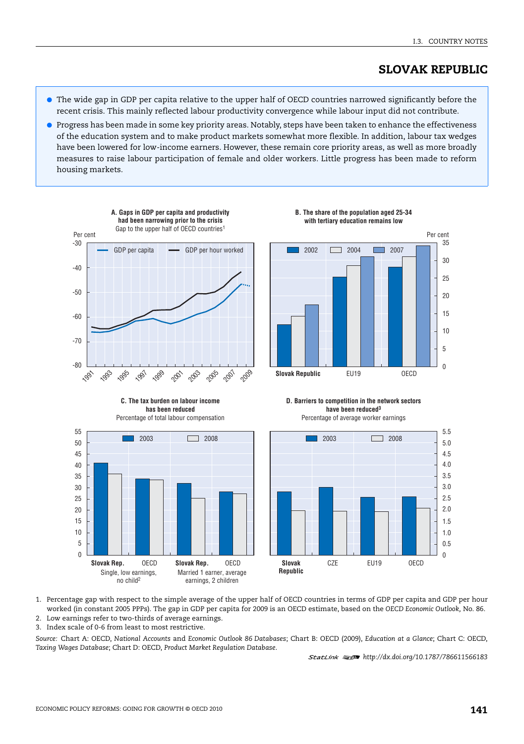# SLOVAK REPUBLIC

- The wide gap in GDP per capita relative to the upper half of OECD countries narrowed significantly before the recent crisis. This mainly reflected labour productivity convergence while labour input did not contribute.
- Progress has been made in some key priority areas. Notably, steps have been taken to enhance the effectiveness of the education system and to make product markets somewhat more flexible. In addition, labour tax wedges have been lowered for low-income earners. However, these remain core priority areas, as well as more broadly measures to raise labour participation of female and older workers. Little progress has been made to reform housing markets.

**A. Gaps in GDP per capita and productivity had been narrowing prior to the crisis**
Gap to the upper half of OECD countries[1]

Per cent
-30
-40
-50
-60
-70
-80

GDP per capita
GDP per hour worked

1991 1993 1995 1997 1999 2001 2003 2005 2007 2009

**B. The share of the population aged 25-34 with tertiary education remains low**

Per cent
35
30
25
20
15
10
5
0

2002 2004 2007

Slovak Republic EU19 OECD

**C. The tax burden on labour income has been reduced**
Percentage of total labour compensation

55
50
45
40
35
30
25
20
15
10
5
0

2003 2008

Slovak Rep. OECD Slovak Rep. OECD
Single, low earnings, no child[2]
Married 1 earner, average earnings, 2 children

**D. Barriers to competition in the network sectors have been reduced[3]**
Percentage of average worker earnings

5.5
5.0
4.5
4.0
3.5
3.0
2.5
2.0
1.5
1.0
0.5
0

2003 2008

Slovak Republic CZE EU19 OECD

1. Percentage gap with respect to the simple average of the upper half of OECD countries in terms of GDP per capita and GDP per hour worked (in constant 2005 PPPs). The gap in GDP per capita for 2009 is an OECD estimate, based on the *OECD Economic Outlook*, No. 86.
2. Low earnings refer to two-thirds of average earnings.
3. Index scale of 0-6 from least to most restrictive.

*Source:* Chart A: OECD, *National Accounts* and *Economic Outlook 86 Databases*; Chart B: OECD (2009), *Education at a Glance*; Chart C: OECD, *Taxing Wages Database*; Chart D: OECD, *Product Market Regulation Database*.

StatLink http://dx.doi.org/10.1787/786611566183